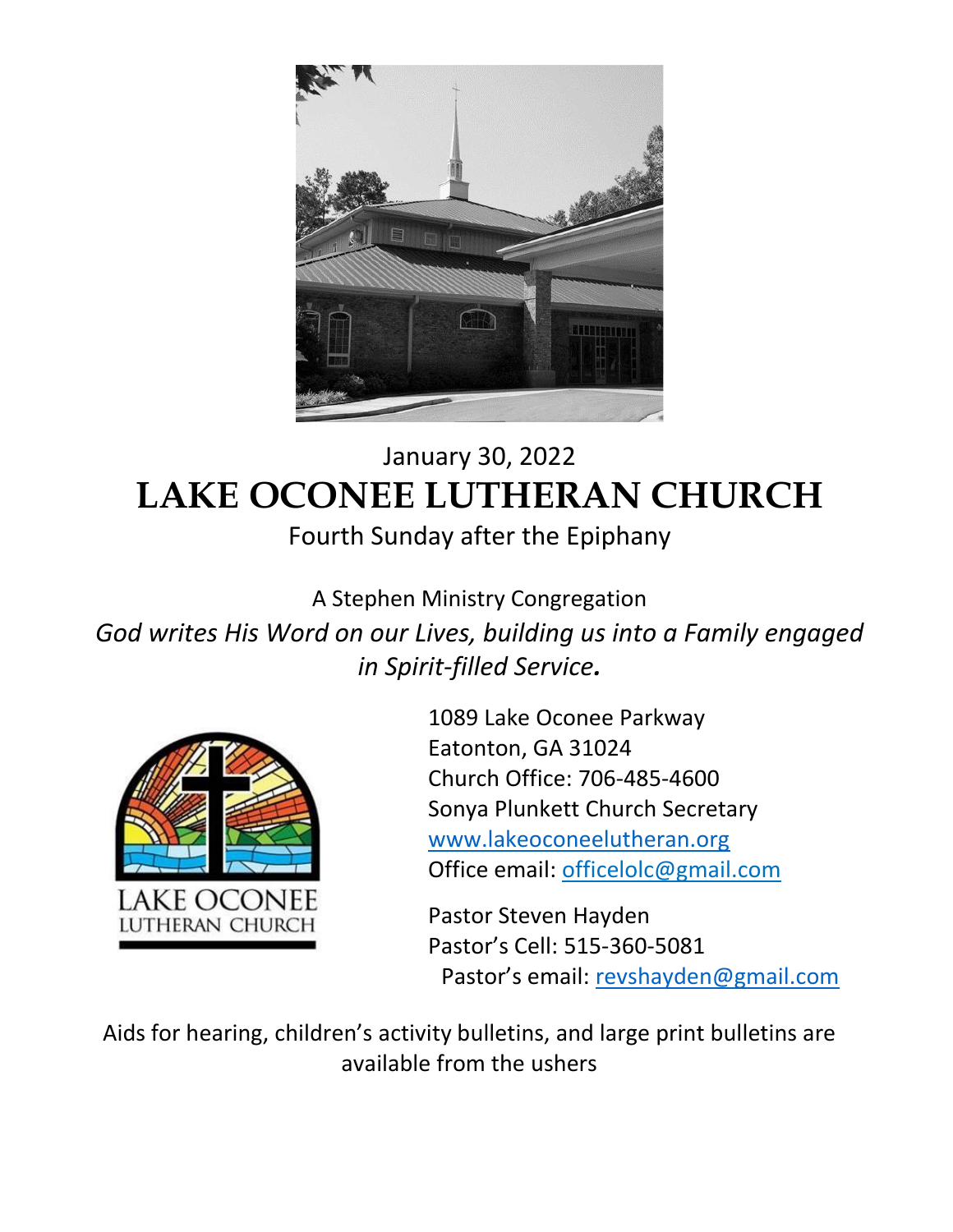January 30, 2022

# LAKE OCONEE LUTHERAN CHURCH

Fourth Sunday after the Epiphany

A Stephen Ministry Congregation

*God writes His Word on our Lives, building us into a Family engaged in Spirit-filled Service.*

LAKE OCONEE LUTHERAN CHURCH

1089 Lake Oconee Parkway
Eatonton, GA 31024
Church Office: 706-485-4600
Sonya Plunkett Church Secretary
www.lakeoconeelutheran.org
Office email: officelolc@gmail.com

Pastor Steven Hayden
Pastor's Cell: 515-360-5081
Pastor's email: revshayden@gmail.com

Aids for hearing, children's activity bulletins, and large print bulletins are available from the ushers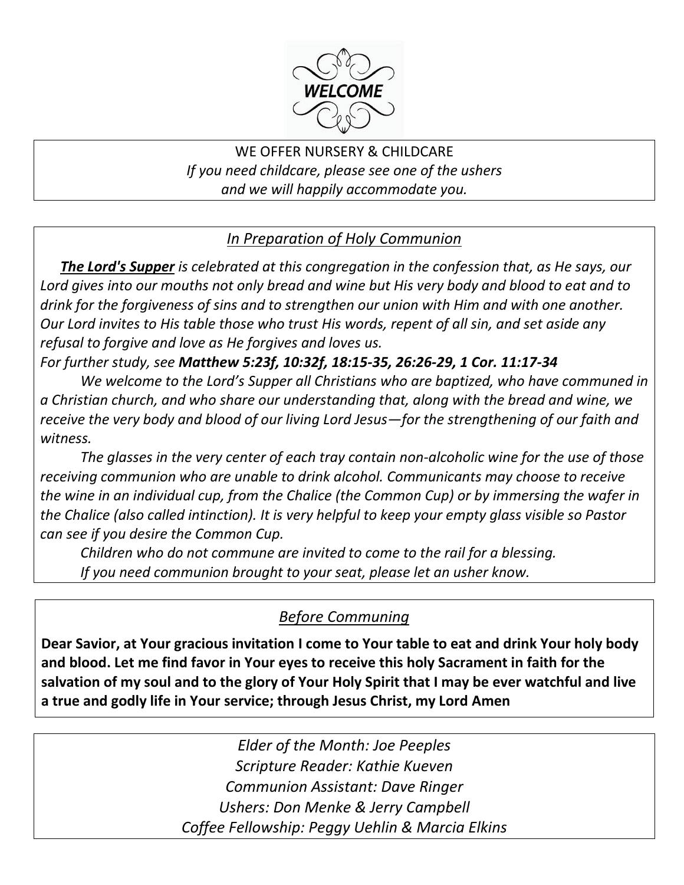WELCOME

WE OFFER NURSERY & CHILDCARE

*If you need childcare, please see one of the ushers and we will happily accommodate you.*

## *In Preparation of Holy Communion*

***The Lord's Supper*** *is celebrated at this congregation in the confession that, as He says, our Lord gives into our mouths not only bread and wine but His very body and blood to eat and to drink for the forgiveness of sins and to strengthen our union with Him and with one another. Our Lord invites to His table those who trust His words, repent of all sin, and set aside any refusal to forgive and love as He forgives and loves us.*

*For further study, see* ***Matthew 5:23f, 10:32f, 18:15-35, 26:26-29, 1 Cor. 11:17-34***

*We welcome to the Lord's Supper all Christians who are baptized, who have communed in a Christian church, and who share our understanding that, along with the bread and wine, we receive the very body and blood of our living Lord Jesus—for the strengthening of our faith and witness.*

*The glasses in the very center of each tray contain non-alcoholic wine for the use of those receiving communion who are unable to drink alcohol. Communicants may choose to receive the wine in an individual cup, from the Chalice (the Common Cup) or by immersing the wafer in the Chalice (also called intinction). It is very helpful to keep your empty glass visible so Pastor can see if you desire the Common Cup.*

*Children who do not commune are invited to come to the rail for a blessing.*

*If you need communion brought to your seat, please let an usher know.*

## *Before Communing*

**Dear Savior, at Your gracious invitation I come to Your table to eat and drink Your holy body and blood. Let me find favor in Your eyes to receive this holy Sacrament in faith for the salvation of my soul and to the glory of Your Holy Spirit that I may be ever watchful and live a true and godly life in Your service; through Jesus Christ, my Lord Amen**

*Elder of the Month: Joe Peeples*

*Scripture Reader: Kathie Kueven*

*Communion Assistant: Dave Ringer*

*Ushers: Don Menke & Jerry Campbell*

*Coffee Fellowship: Peggy Uehlin & Marcia Elkins*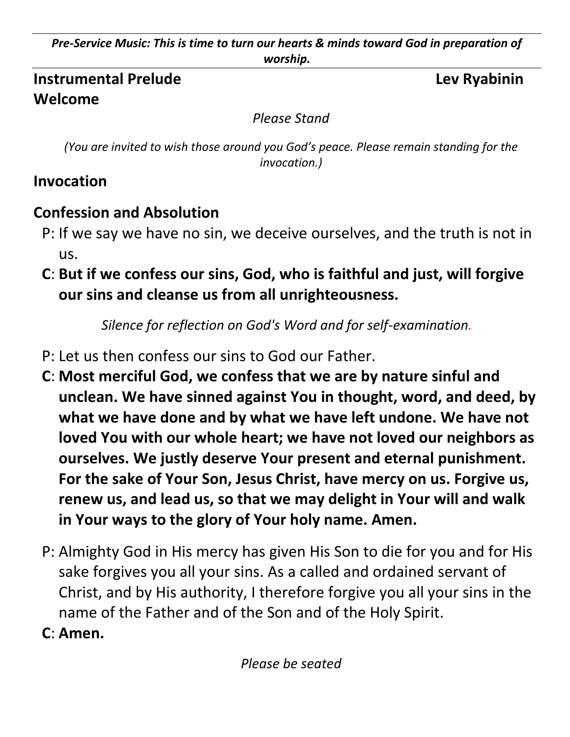*Pre-Service Music: This is time to turn our hearts & minds toward God in preparation of worship.*

---

## Instrumental Prelude — Lev Ryabinin

## Welcome

*Please Stand*

*(You are invited to wish those around you God's peace. Please remain standing for the invocation.)*

## Invocation

## Confession and Absolution

P: If we say we have no sin, we deceive ourselves, and the truth is not in us.

**C**: **But if we confess our sins, God, who is faithful and just, will forgive our sins and cleanse us from all unrighteousness.**

*Silence for reflection on God's Word and for self-examination.*

P: Let us then confess our sins to God our Father.

**C**: **Most merciful God, we confess that we are by nature sinful and unclean. We have sinned against You in thought, word, and deed, by what we have done and by what we have left undone. We have not loved You with our whole heart; we have not loved our neighbors as ourselves. We justly deserve Your present and eternal punishment. For the sake of Your Son, Jesus Christ, have mercy on us. Forgive us, renew us, and lead us, so that we may delight in Your will and walk in Your ways to the glory of Your holy name. Amen.**

P: Almighty God in His mercy has given His Son to die for you and for His sake forgives you all your sins. As a called and ordained servant of Christ, and by His authority, I therefore forgive you all your sins in the name of the Father and of the Son and of the Holy Spirit.

**C**: **Amen.**

*Please be seated*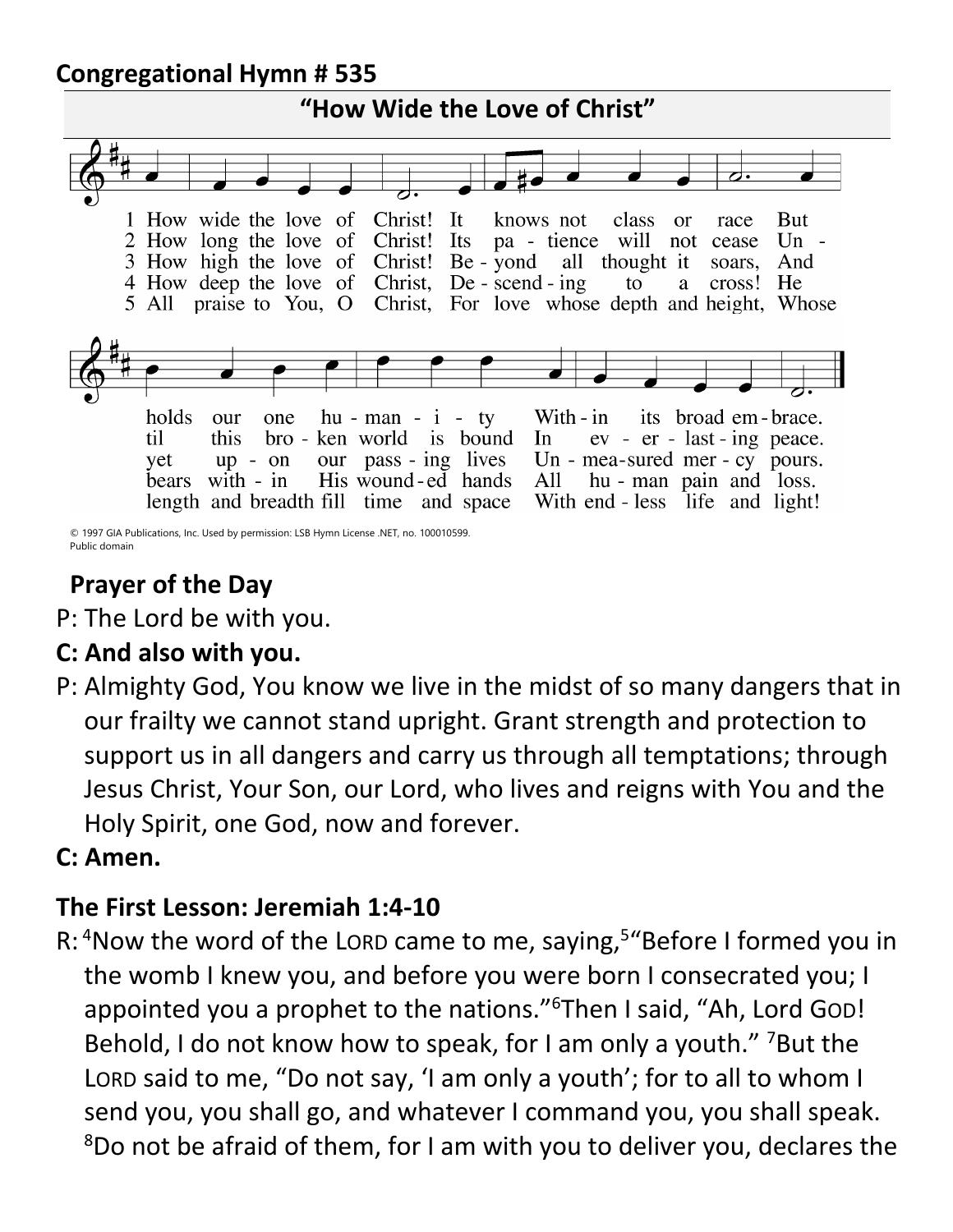**Congregational Hymn # 535**

**"How Wide the Love of Christ"**

1 How wide the love of Christ! It knows not class or race But holds our one humanity Within its broad embrace.

2 How long the love of Christ! Its patience will not cease Until this broken world is bound In everlasting peace.

3 How high the love of Christ! Beyond all thought it soars, And yet upon our passing lives Unmeasured mercy pours.

4 How deep the love of Christ, Descending to a cross! He bears within His wounded hands All human pain and loss.

5 All praise to You, O Christ, For love whose depth and height, Whose length and breadth fill time and space With endless life and light!

© 1997 GIA Publications, Inc. Used by permission: LSB Hymn License .NET, no. 100010599.
Public domain

## Prayer of the Day

P: The Lord be with you.

**C: And also with you.**

P: Almighty God, You know we live in the midst of so many dangers that in our frailty we cannot stand upright. Grant strength and protection to support us in all dangers and carry us through all temptations; through Jesus Christ, Your Son, our Lord, who lives and reigns with You and the Holy Spirit, one God, now and forever.

**C: Amen.**

## The First Lesson: Jeremiah 1:4-10

R: [4]Now the word of the LORD came to me, saying,[5]"Before I formed you in the womb I knew you, and before you were born I consecrated you; I appointed you a prophet to the nations."[6]Then I said, "Ah, Lord GOD! Behold, I do not know how to speak, for I am only a youth." [7]But the LORD said to me, "Do not say, 'I am only a youth'; for to all to whom I send you, you shall go, and whatever I command you, you shall speak. [8]Do not be afraid of them, for I am with you to deliver you, declares the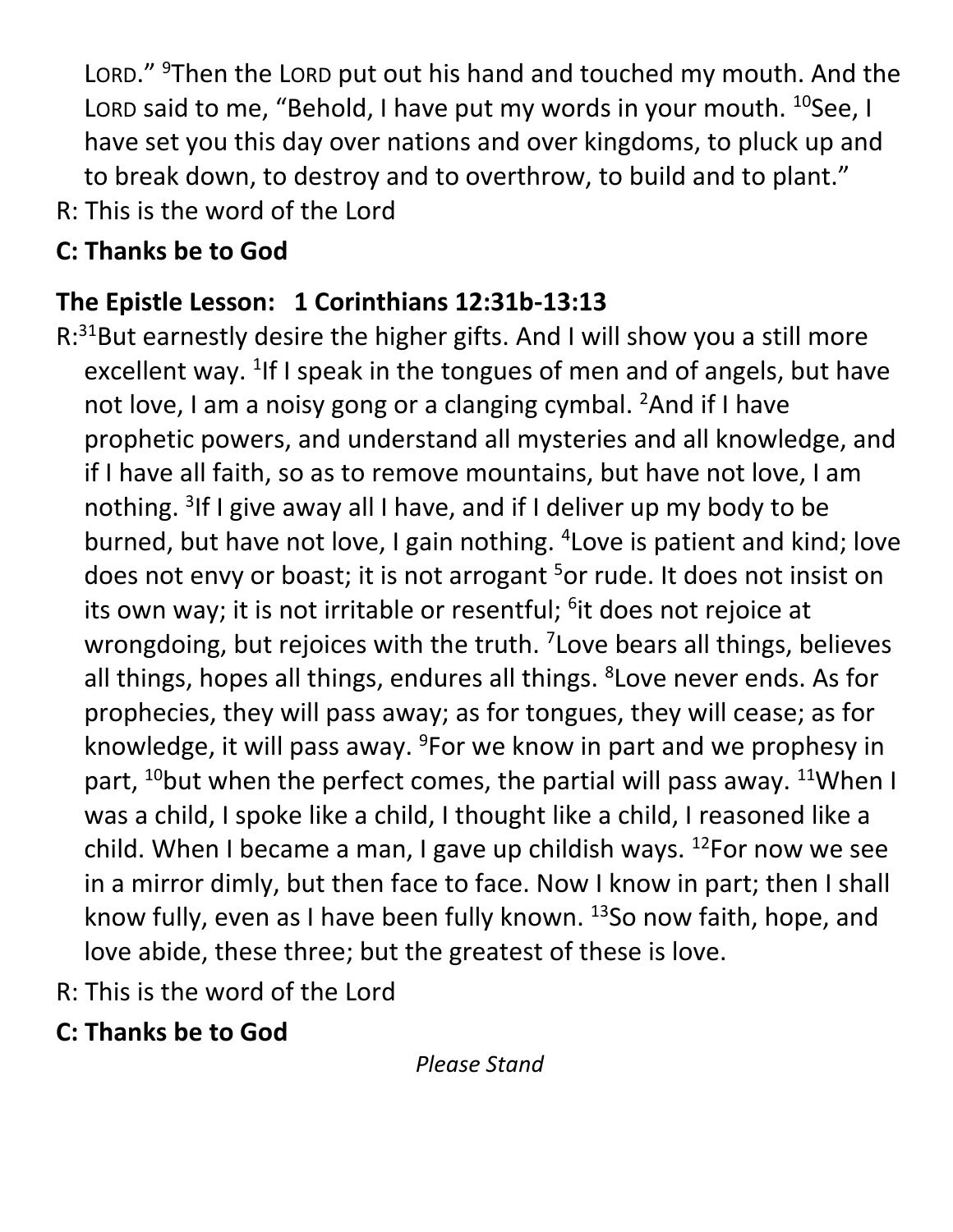LORD.”[9]Then the LORD put out his hand and touched my mouth. And the LORD said to me, “Behold, I have put my words in your mouth. [10]See, I have set you this day over nations and over kingdoms, to pluck up and to break down, to destroy and to overthrow, to build and to plant.”

R: This is the word of the Lord

**C: Thanks be to God**

**The Epistle Lesson: 1 Corinthians 12:31b-13:13**

R:[31]But earnestly desire the higher gifts. And I will show you a still more excellent way. [1]If I speak in the tongues of men and of angels, but have not love, I am a noisy gong or a clanging cymbal. [2]And if I have prophetic powers, and understand all mysteries and all knowledge, and if I have all faith, so as to remove mountains, but have not love, I am nothing. [3]If I give away all I have, and if I deliver up my body to be burned, but have not love, I gain nothing. [4]Love is patient and kind; love does not envy or boast; it is not arrogant [5]or rude. It does not insist on its own way; it is not irritable or resentful; [6]it does not rejoice at wrongdoing, but rejoices with the truth. [7]Love bears all things, believes all things, hopes all things, endures all things. [8]Love never ends. As for prophecies, they will pass away; as for tongues, they will cease; as for knowledge, it will pass away. [9]For we know in part and we prophesy in part, [10]but when the perfect comes, the partial will pass away. [11]When I was a child, I spoke like a child, I thought like a child, I reasoned like a child. When I became a man, I gave up childish ways. [12]For now we see in a mirror dimly, but then face to face. Now I know in part; then I shall know fully, even as I have been fully known. [13]So now faith, hope, and love abide, these three; but the greatest of these is love.

R: This is the word of the Lord

**C: Thanks be to God**

*Please Stand*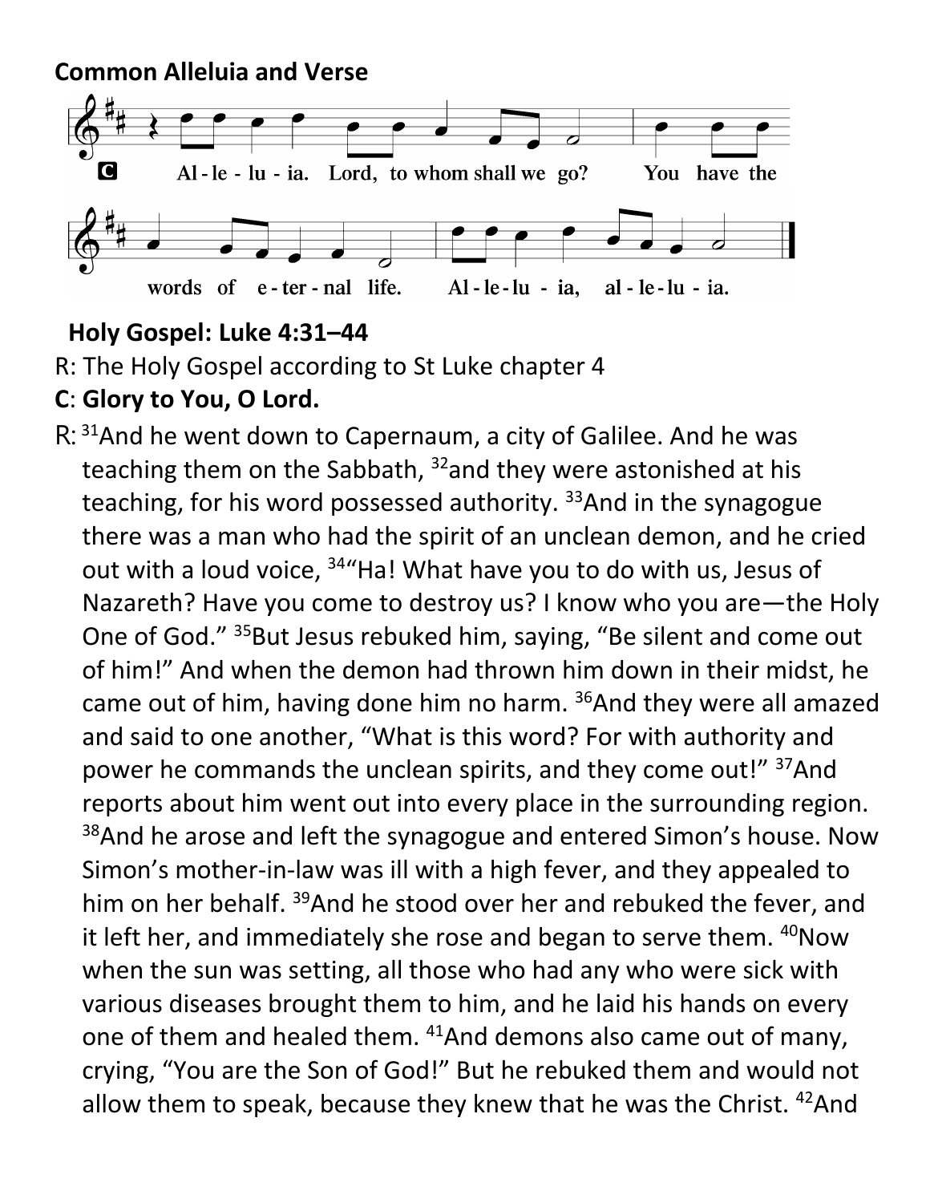**Common Alleluia and Verse**

C Al-le-lu-ia. Lord, to whom shall we go? You have the words of e-ter-nal life. Al-le-lu-ia, al-le-lu-ia.

**Holy Gospel: Luke 4:31–44**

R: The Holy Gospel according to St Luke chapter 4

**C**: **Glory to You, O Lord.**

R: [31]And he went down to Capernaum, a city of Galilee. And he was teaching them on the Sabbath, [32]and they were astonished at his teaching, for his word possessed authority. [33]And in the synagogue there was a man who had the spirit of an unclean demon, and he cried out with a loud voice, [34]"Ha! What have you to do with us, Jesus of Nazareth? Have you come to destroy us? I know who you are—the Holy One of God." [35]But Jesus rebuked him, saying, "Be silent and come out of him!" And when the demon had thrown him down in their midst, he came out of him, having done him no harm. [36]And they were all amazed and said to one another, "What is this word? For with authority and power he commands the unclean spirits, and they come out!" [37]And reports about him went out into every place in the surrounding region. [38]And he arose and left the synagogue and entered Simon's house. Now Simon's mother-in-law was ill with a high fever, and they appealed to him on her behalf. [39]And he stood over her and rebuked the fever, and it left her, and immediately she rose and began to serve them. [40]Now when the sun was setting, all those who had any who were sick with various diseases brought them to him, and he laid his hands on every one of them and healed them. [41]And demons also came out of many, crying, "You are the Son of God!" But he rebuked them and would not allow them to speak, because they knew that he was the Christ. [42]And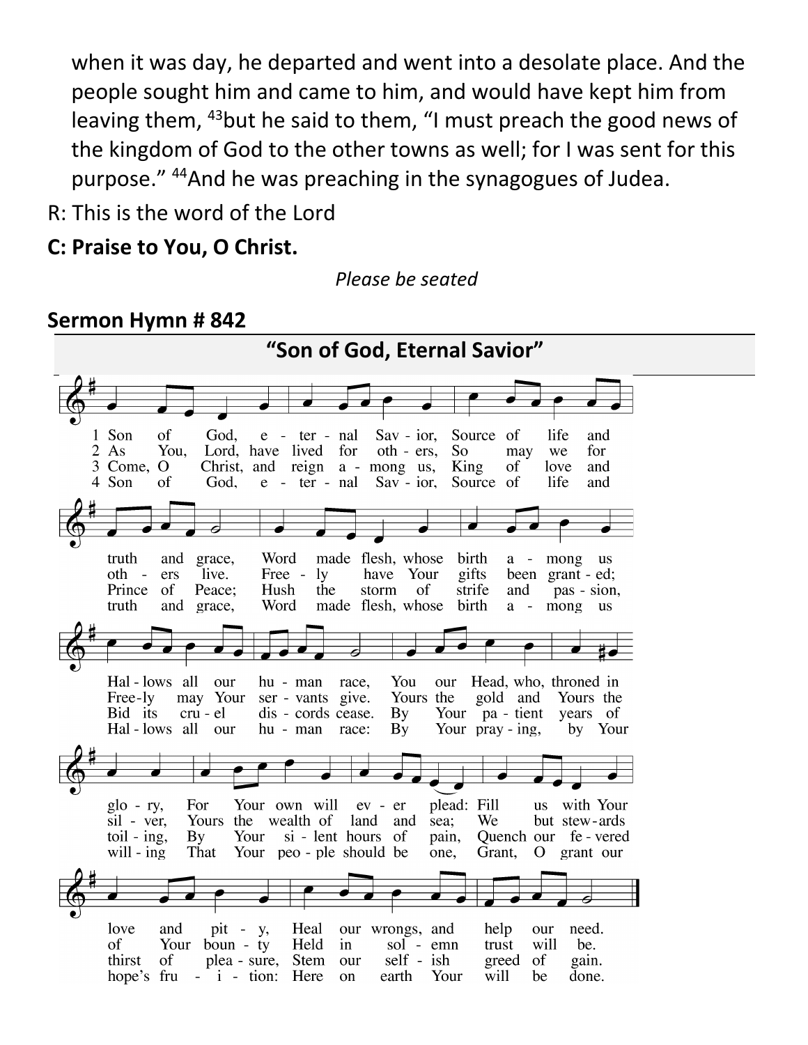when it was day, he departed and went into a desolate place. And the people sought him and came to him, and would have kept him from leaving them, [43]but he said to them, “I must preach the good news of the kingdom of God to the other towns as well; for I was sent for this purpose.” [44]And he was preaching in the synagogues of Judea.

R: This is the word of the Lord

**C: Praise to You, O Christ.**

*Please be seated*

**Sermon Hymn # 842**

**“Son of God, Eternal Savior”**

1 Son of God, eternal Savior, Source of life and truth and grace, Word made flesh, whose birth among us Hallows all our human race, You our Head, who, throned in glory, For Your own will ever plead: Fill us with Your love and pity, Heal our wrongs, and help our need.

2 As You, Lord, have lived for others, So may we for others live. Freely have Your gifts been granted; Freely may Your servants give. Yours the gold and Yours the silver, Yours the wealth of land and sea; We but stewards of Your bounty Held in solemn trust will be.

3 Come, O Christ, and reign among us, King of love and Prince of Peace; Hush the storm of strife and passion, Bid its cruel discords cease. By Your patient years of toiling, By Your silent hours of pain, Quench our fevered thirst of pleasure, Stem our selfish greed of gain.

4 Son of God, eternal Savior, Source of life and truth and grace, Word made flesh, whose birth among us Hallows all our human race: By Your praying, by Your willing That Your people should be one, Grant, O grant our hope's fruition: Here on earth Your will be done.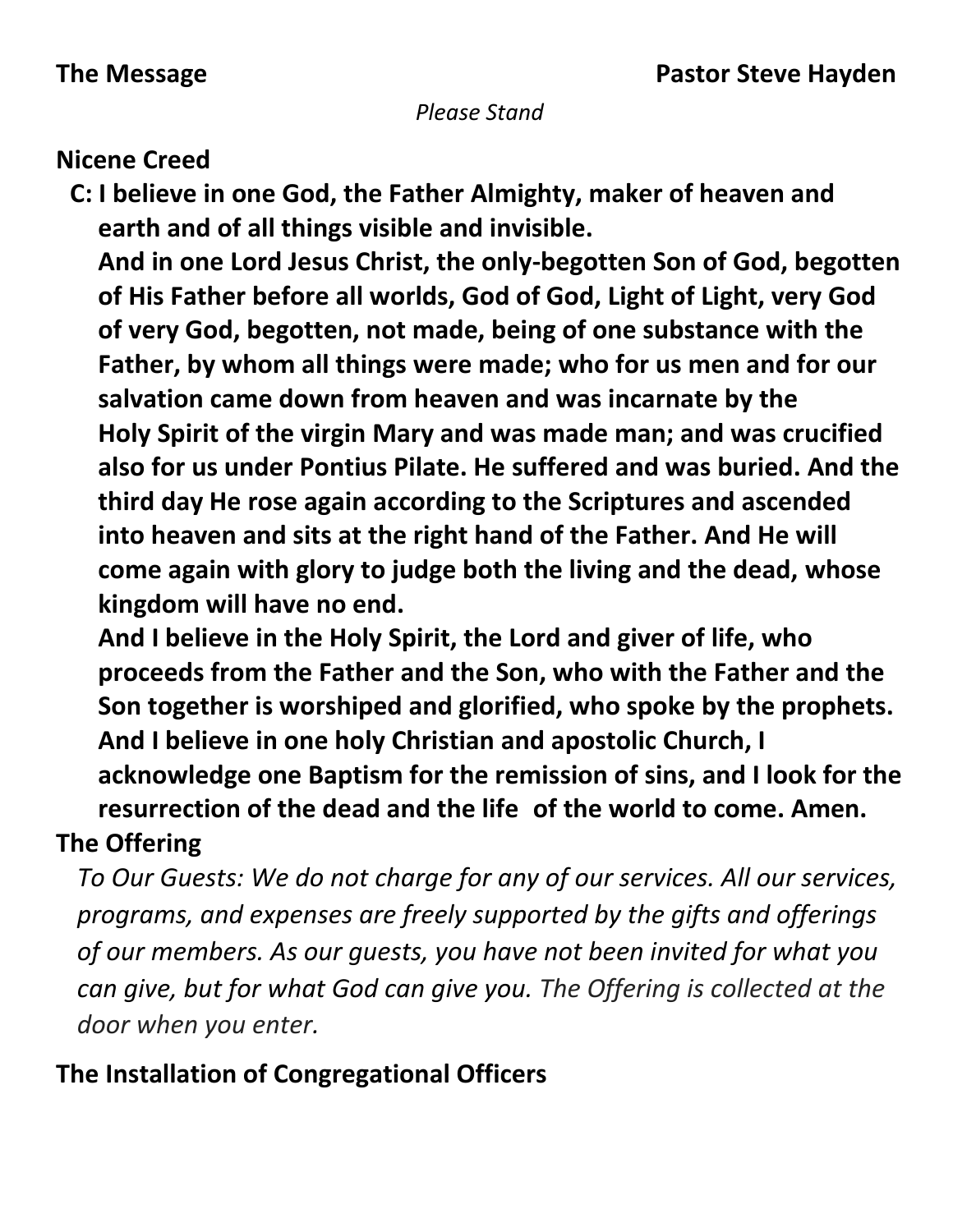**The Message** **Pastor Steve Hayden**

*Please Stand*

**Nicene Creed**

**C: I believe in one God, the Father Almighty, maker of heaven and earth and of all things visible and invisible.**
**And in one Lord Jesus Christ, the only-begotten Son of God, begotten of His Father before all worlds, God of God, Light of Light, very God of very God, begotten, not made, being of one substance with the Father, by whom all things were made; who for us men and for our salvation came down from heaven and was incarnate by the Holy Spirit of the virgin Mary and was made man; and was crucified also for us under Pontius Pilate. He suffered and was buried. And the third day He rose again according to the Scriptures and ascended into heaven and sits at the right hand of the Father. And He will come again with glory to judge both the living and the dead, whose kingdom will have no end.**
**And I believe in the Holy Spirit, the Lord and giver of life, who proceeds from the Father and the Son, who with the Father and the Son together is worshiped and glorified, who spoke by the prophets. And I believe in one holy Christian and apostolic Church, I acknowledge one Baptism for the remission of sins, and I look for the resurrection of the dead and the life of the world to come. Amen.**

**The Offering**

*To Our Guests: We do not charge for any of our services. All our services, programs, and expenses are freely supported by the gifts and offerings of our members. As our guests, you have not been invited for what you can give, but for what God can give you. The Offering is collected at the door when you enter.*

**The Installation of Congregational Officers**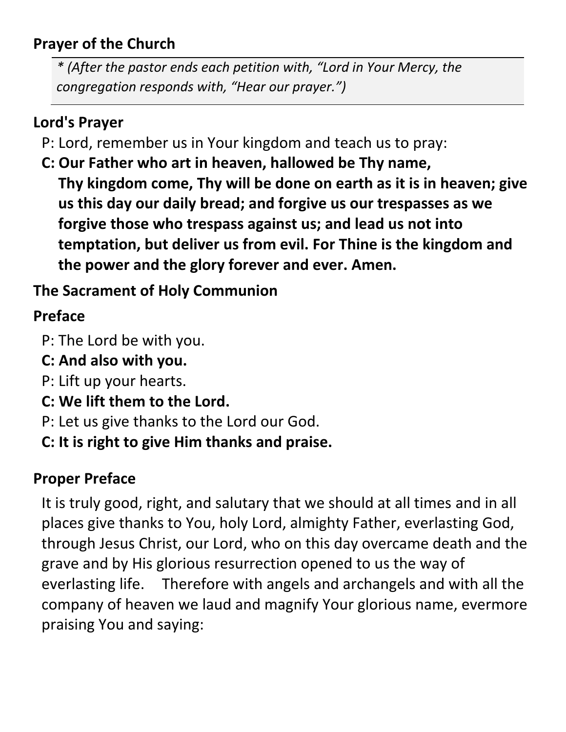**Prayer of the Church**

> *\* (After the pastor ends each petition with, "Lord in Your Mercy, the congregation responds with, "Hear our prayer.")*

**Lord's Prayer**

P: Lord, remember us in Your kingdom and teach us to pray:

**C: Our Father who art in heaven, hallowed be Thy name, Thy kingdom come, Thy will be done on earth as it is in heaven; give us this day our daily bread; and forgive us our trespasses as we forgive those who trespass against us; and lead us not into temptation, but deliver us from evil. For Thine is the kingdom and the power and the glory forever and ever. Amen.**

**The Sacrament of Holy Communion**

**Preface**

P: The Lord be with you.

**C: And also with you.**

P: Lift up your hearts.

**C: We lift them to the Lord.**

P: Let us give thanks to the Lord our God.

**C: It is right to give Him thanks and praise.**

**Proper Preface**

It is truly good, right, and salutary that we should at all times and in all places give thanks to You, holy Lord, almighty Father, everlasting God, through Jesus Christ, our Lord, who on this day overcame death and the grave and by His glorious resurrection opened to us the way of everlasting life. Therefore with angels and archangels and with all the company of heaven we laud and magnify Your glorious name, evermore praising You and saying: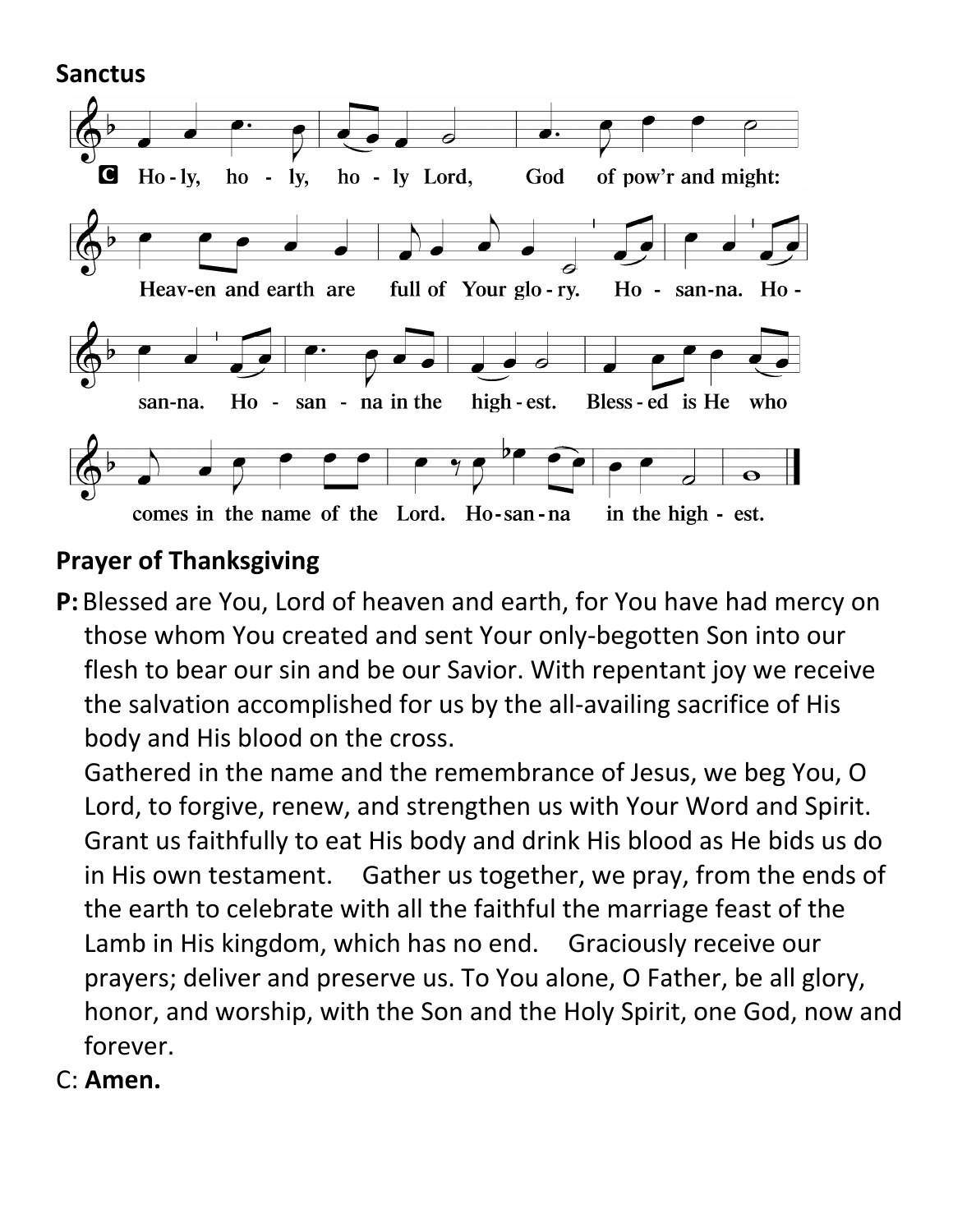## Sanctus

C Holy, holy, holy Lord, God of pow'r and might: Heaven and earth are full of Your glory. Hosanna. Hosanna. Hosanna in the highest. Blessed is He who comes in the name of the Lord. Hosanna in the highest.

## Prayer of Thanksgiving

**P:** Blessed are You, Lord of heaven and earth, for You have had mercy on those whom You created and sent Your only-begotten Son into our flesh to bear our sin and be our Savior. With repentant joy we receive the salvation accomplished for us by the all-availing sacrifice of His body and His blood on the cross.

Gathered in the name and the remembrance of Jesus, we beg You, O Lord, to forgive, renew, and strengthen us with Your Word and Spirit. Grant us faithfully to eat His body and drink His blood as He bids us do in His own testament. Gather us together, we pray, from the ends of the earth to celebrate with all the faithful the marriage feast of the Lamb in His kingdom, which has no end. Graciously receive our prayers; deliver and preserve us. To You alone, O Father, be all glory, honor, and worship, with the Son and the Holy Spirit, one God, now and forever.

C: **Amen.**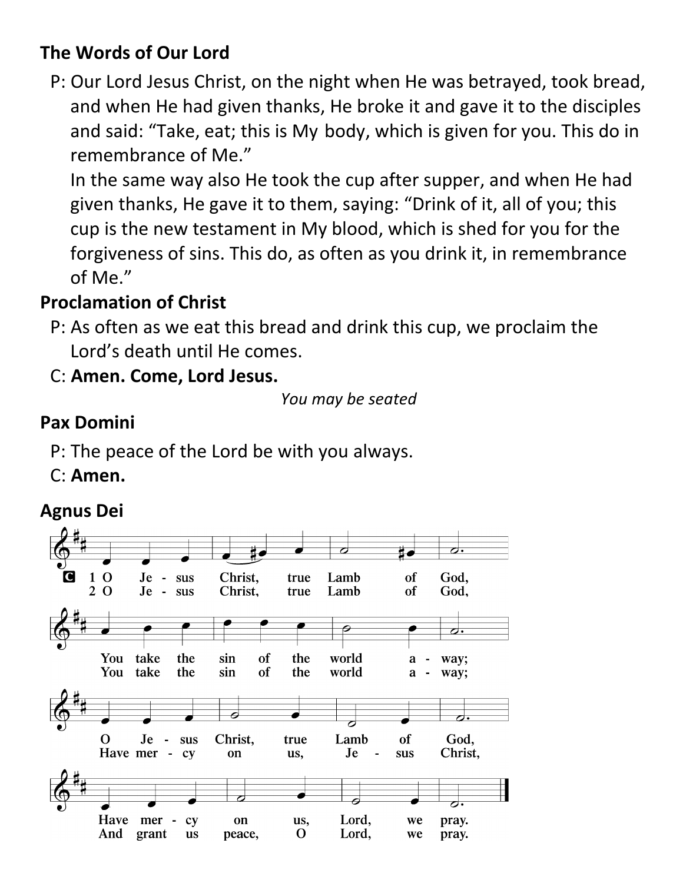**The Words of Our Lord**

P: Our Lord Jesus Christ, on the night when He was betrayed, took bread, and when He had given thanks, He broke it and gave it to the disciples and said: "Take, eat; this is My body, which is given for you. This do in remembrance of Me."
In the same way also He took the cup after supper, and when He had given thanks, He gave it to them, saying: "Drink of it, all of you; this cup is the new testament in My blood, which is shed for you for the forgiveness of sins. This do, as often as you drink it, in remembrance of Me."

**Proclamation of Christ**

P: As often as we eat this bread and drink this cup, we proclaim the Lord's death until He comes.

C: **Amen. Come, Lord Jesus.**

*You may be seated*

**Pax Domini**

P: The peace of the Lord be with you always.

C: **Amen.**

**Agnus Dei**

C 1 O Jesus Christ, true Lamb of God,
You take the sin of the world away;
O Jesus Christ, true Lamb of God,
Have mercy on us, Lord, we pray.

2 O Jesus Christ, true Lamb of God,
You take the sin of the world away;
Have mercy on us, Jesus Christ,
And grant us peace, O Lord, we pray.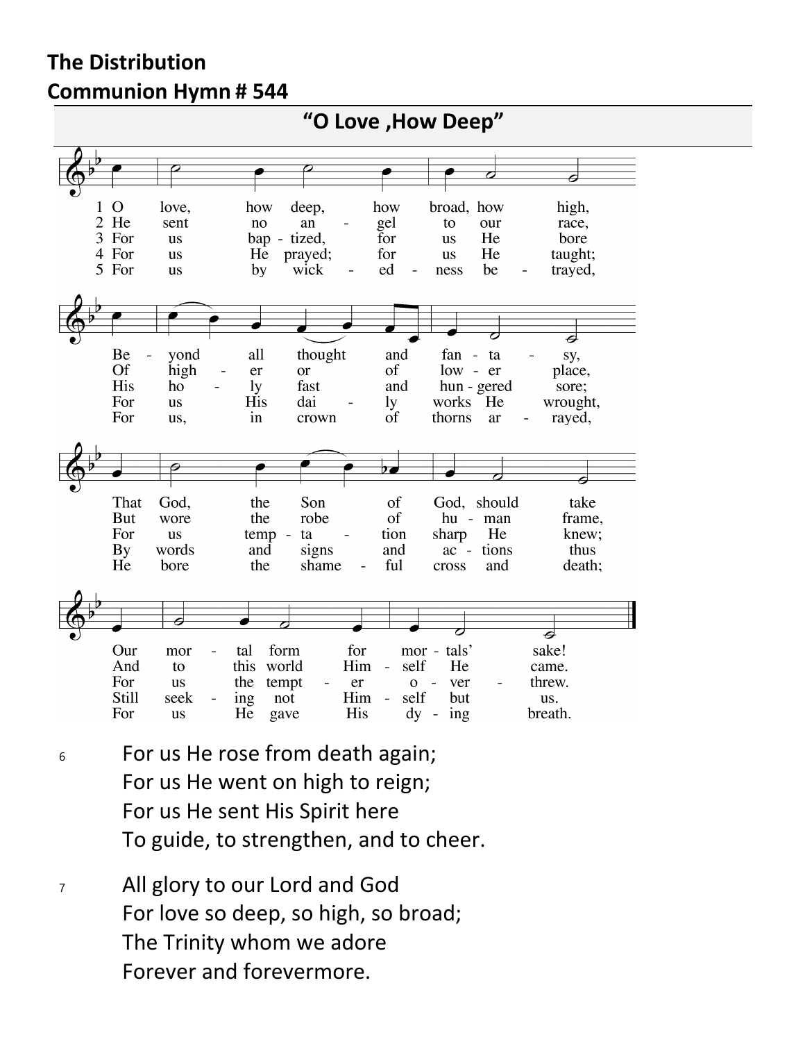**The Distribution**

**Communion Hymn # 544**

## "O Love ,How Deep"

1 O love, how deep, how broad, how high,
Beyond all thought and fantasy,
That God, the Son of God, should take
Our mortal form for mortals' sake!

2 He sent no angel to our race,
Of higher or of lower place,
But wore the robe of human frame,
And to this world Himself He came.

3 For us baptized, for us He bore
His holy fast and hungered sore;
For us temptation sharp He knew;
For us the tempter overthrew.

4 For us He prayed; for us He taught;
For us His daily works He wrought,
By words and signs and actions thus
Still seeking not Himself but us.

5 For us by wickedness betrayed,
For us, in crown of thorns arrayed,
He bore the shameful cross and death;
For us He gave His dying breath.

6 For us He rose from death again;
For us He went on high to reign;
For us He sent His Spirit here
To guide, to strengthen, and to cheer.

7 All glory to our Lord and God
For love so deep, so high, so broad;
The Trinity whom we adore
Forever and forevermore.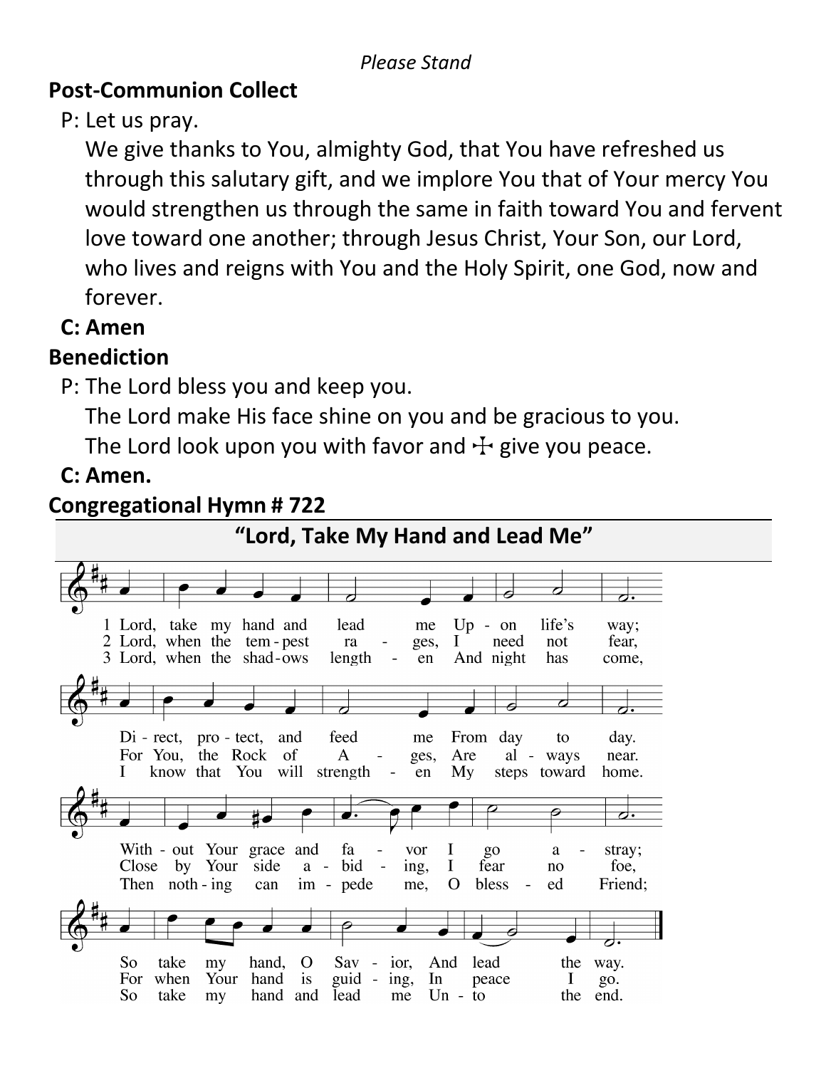*Please Stand*

## Post-Communion Collect

P: Let us pray.

We give thanks to You, almighty God, that You have refreshed us through this salutary gift, and we implore You that of Your mercy You would strengthen us through the same in faith toward You and fervent love toward one another; through Jesus Christ, Your Son, our Lord, who lives and reigns with You and the Holy Spirit, one God, now and forever.

**C: Amen**

## Benediction

P: The Lord bless you and keep you.

The Lord make His face shine on you and be gracious to you.

The Lord look upon you with favor and ☩ give you peace.

**C: Amen.**

## Congregational Hymn # 722

### "Lord, Take My Hand and Lead Me"

1 Lord, take my hand and lead me Upon life's way;
Direct, protect, and feed me From day to day.
Without Your grace and favor I go astray;
So take my hand, O Savior, And lead the way.

2 Lord, when the tempest rages, I need not fear,
For You, the Rock of Ages, Are always near.
Close by Your side abiding, I fear no foe,
For when Your hand is guiding, In peace I go.

3 Lord, when the shadows lengthen And night has come,
I know that You will strengthen My steps toward home.
Then nothing can impede me, O blessed Friend;
So take my hand and lead me Unto the end.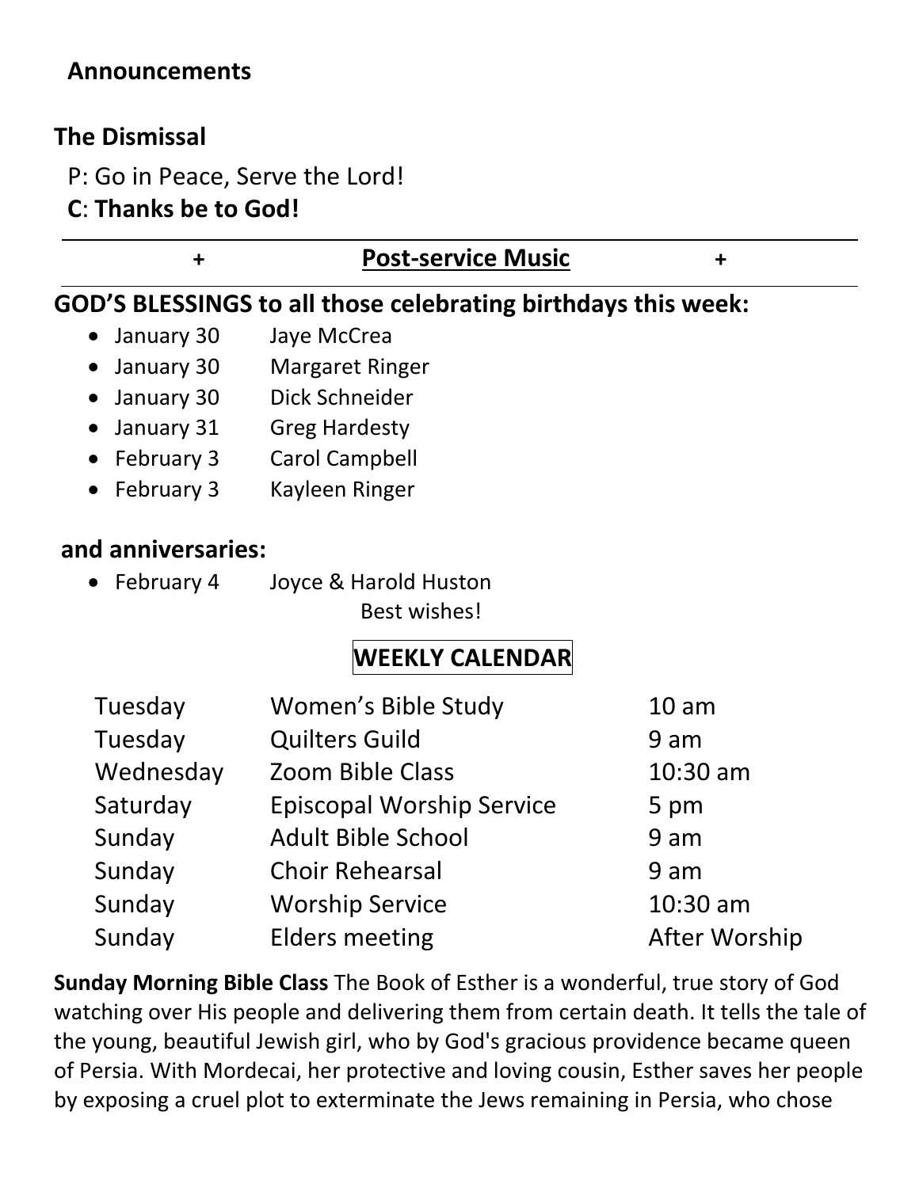**Announcements**

**The Dismissal**

P: Go in Peace, Serve the Lord!

**C**: **Thanks be to God!**

---

\+ **Post-service Music** +

---

**GOD'S BLESSINGS to all those celebrating birthdays this week:**

- January 30 Jaye McCrea
- January 30 Margaret Ringer
- January 30 Dick Schneider
- January 31 Greg Hardesty
- February 3 Carol Campbell
- February 3 Kayleen Ringer

**and anniversaries:**

- February 4 Joyce & Harold Huston

Best wishes!

**WEEKLY CALENDAR**

| | | |
|---|---|---|
| Tuesday | Women's Bible Study | 10 am |
| Tuesday | Quilters Guild | 9 am |
| Wednesday | Zoom Bible Class | 10:30 am |
| Saturday | Episcopal Worship Service | 5 pm |
| Sunday | Adult Bible School | 9 am |
| Sunday | Choir Rehearsal | 9 am |
| Sunday | Worship Service | 10:30 am |
| Sunday | Elders meeting | After Worship |

**Sunday Morning Bible Class** The Book of Esther is a wonderful, true story of God watching over His people and delivering them from certain death. It tells the tale of the young, beautiful Jewish girl, who by God's gracious providence became queen of Persia. With Mordecai, her protective and loving cousin, Esther saves her people by exposing a cruel plot to exterminate the Jews remaining in Persia, who chose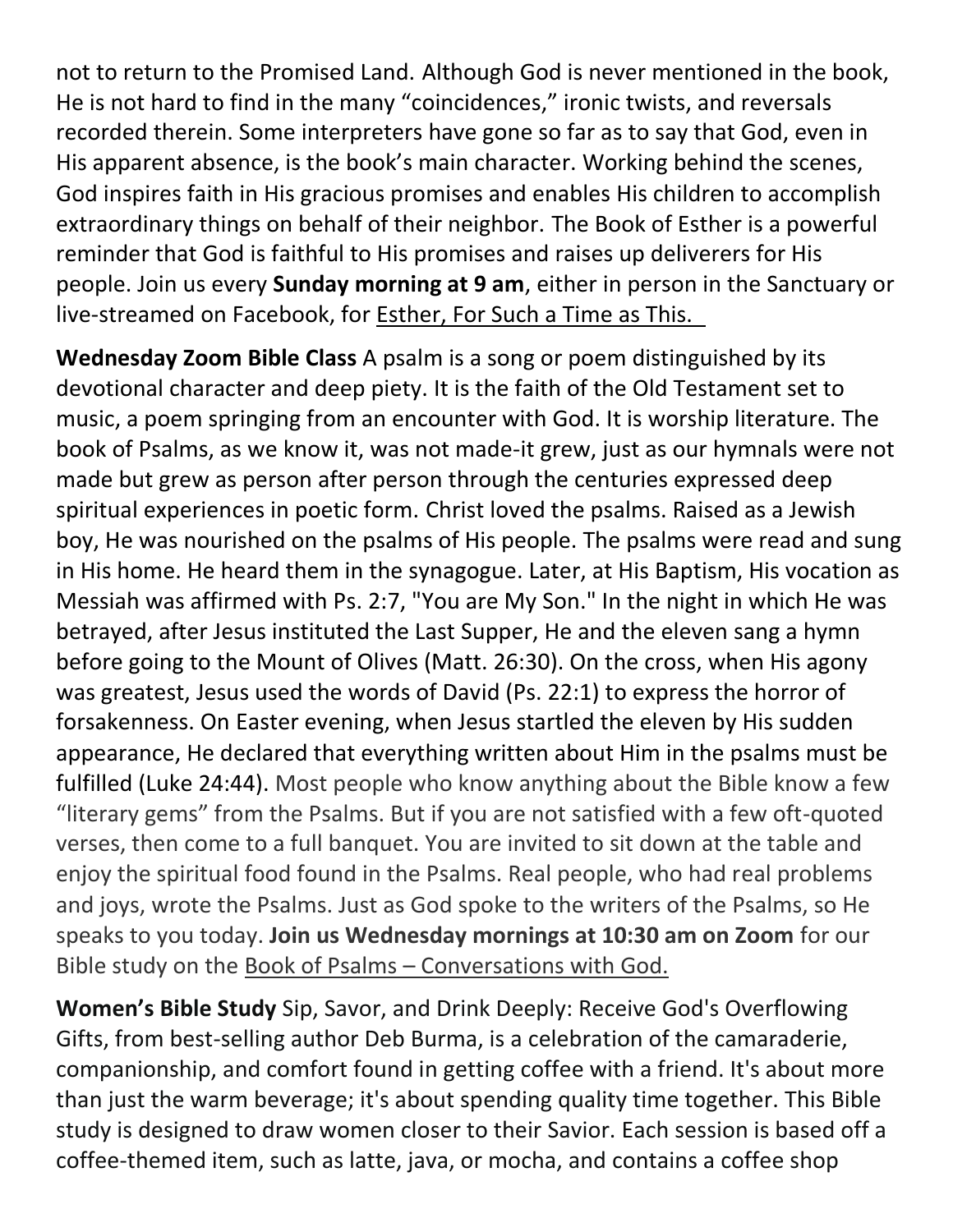not to return to the Promised Land. Although God is never mentioned in the book, He is not hard to find in the many "coincidences," ironic twists, and reversals recorded therein. Some interpreters have gone so far as to say that God, even in His apparent absence, is the book's main character. Working behind the scenes, God inspires faith in His gracious promises and enables His children to accomplish extraordinary things on behalf of their neighbor. The Book of Esther is a powerful reminder that God is faithful to His promises and raises up deliverers for His people. Join us every **Sunday morning at 9 am**, either in person in the Sanctuary or live-streamed on Facebook, for <u>Esther, For Such a Time as This.</u>

**Wednesday Zoom Bible Class** A psalm is a song or poem distinguished by its devotional character and deep piety. It is the faith of the Old Testament set to music, a poem springing from an encounter with God. It is worship literature. The book of Psalms, as we know it, was not made-it grew, just as our hymnals were not made but grew as person after person through the centuries expressed deep spiritual experiences in poetic form. Christ loved the psalms. Raised as a Jewish boy, He was nourished on the psalms of His people. The psalms were read and sung in His home. He heard them in the synagogue. Later, at His Baptism, His vocation as Messiah was affirmed with Ps. 2:7, "You are My Son." In the night in which He was betrayed, after Jesus instituted the Last Supper, He and the eleven sang a hymn before going to the Mount of Olives (Matt. 26:30). On the cross, when His agony was greatest, Jesus used the words of David (Ps. 22:1) to express the horror of forsakenness. On Easter evening, when Jesus startled the eleven by His sudden appearance, He declared that everything written about Him in the psalms must be fulfilled (Luke 24:44). Most people who know anything about the Bible know a few "literary gems" from the Psalms. But if you are not satisfied with a few oft-quoted verses, then come to a full banquet. You are invited to sit down at the table and enjoy the spiritual food found in the Psalms. Real people, who had real problems and joys, wrote the Psalms. Just as God spoke to the writers of the Psalms, so He speaks to you today. **Join us Wednesday mornings at 10:30 am on Zoom** for our Bible study on the <u>Book of Psalms – Conversations with God.</u>

**Women's Bible Study** Sip, Savor, and Drink Deeply: Receive God's Overflowing Gifts, from best-selling author Deb Burma, is a celebration of the camaraderie, companionship, and comfort found in getting coffee with a friend. It's about more than just the warm beverage; it's about spending quality time together. This Bible study is designed to draw women closer to their Savior. Each session is based off a coffee-themed item, such as latte, java, or mocha, and contains a coffee shop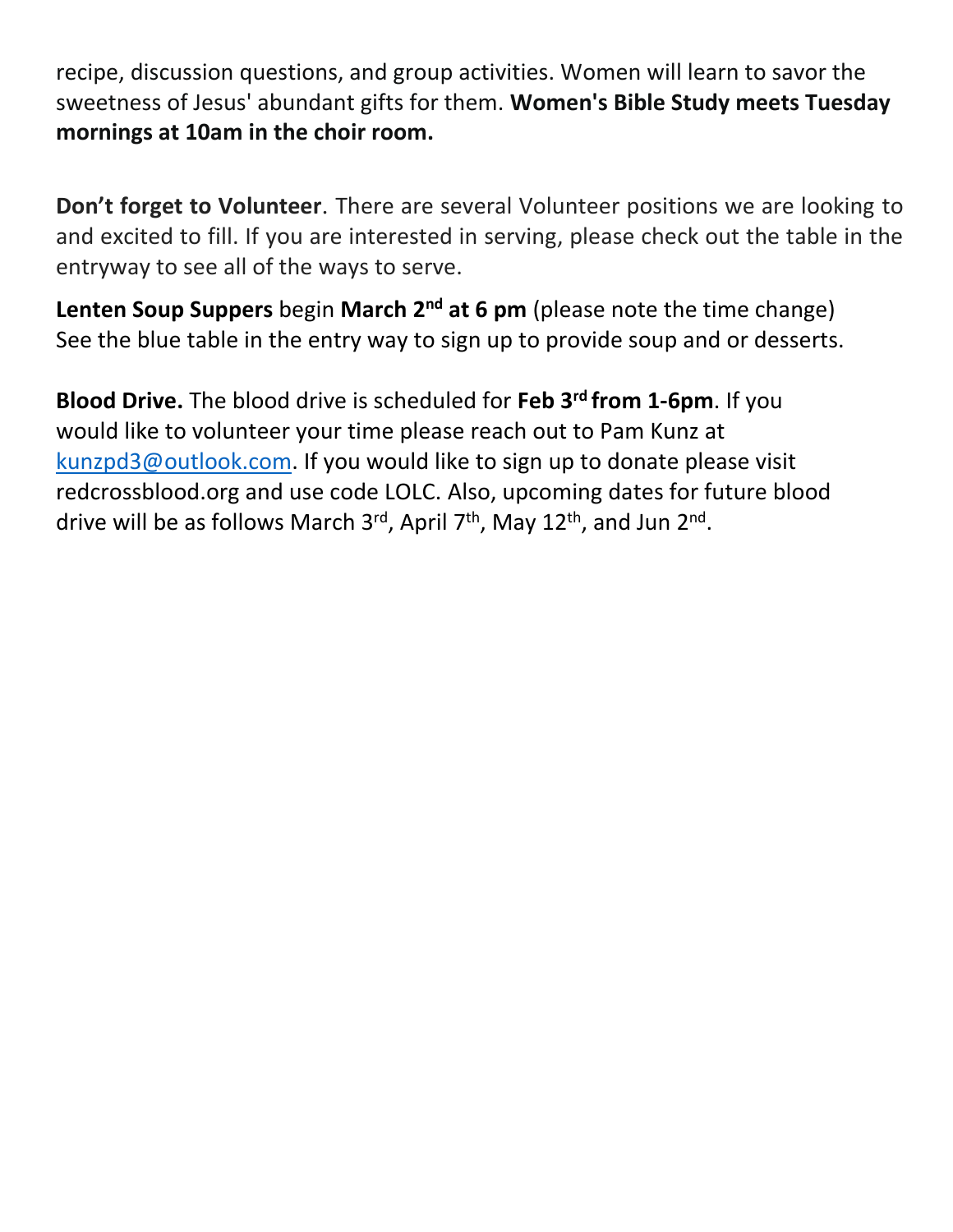recipe, discussion questions, and group activities. Women will learn to savor the sweetness of Jesus' abundant gifts for them. **Women's Bible Study meets Tuesday mornings at 10am in the choir room.**

**Don't forget to Volunteer**. There are several Volunteer positions we are looking to and excited to fill. If you are interested in serving, please check out the table in the entryway to see all of the ways to serve.

**Lenten Soup Suppers** begin **March 2nd at 6 pm** (please note the time change) See the blue table in the entry way to sign up to provide soup and or desserts.

**Blood Drive.** The blood drive is scheduled for **Feb 3rd from 1-6pm**. If you would like to volunteer your time please reach out to Pam Kunz at kunzpd3@outlook.com. If you would like to sign up to donate please visit redcrossblood.org and use code LOLC. Also, upcoming dates for future blood drive will be as follows March 3rd, April 7th, May 12th, and Jun 2nd.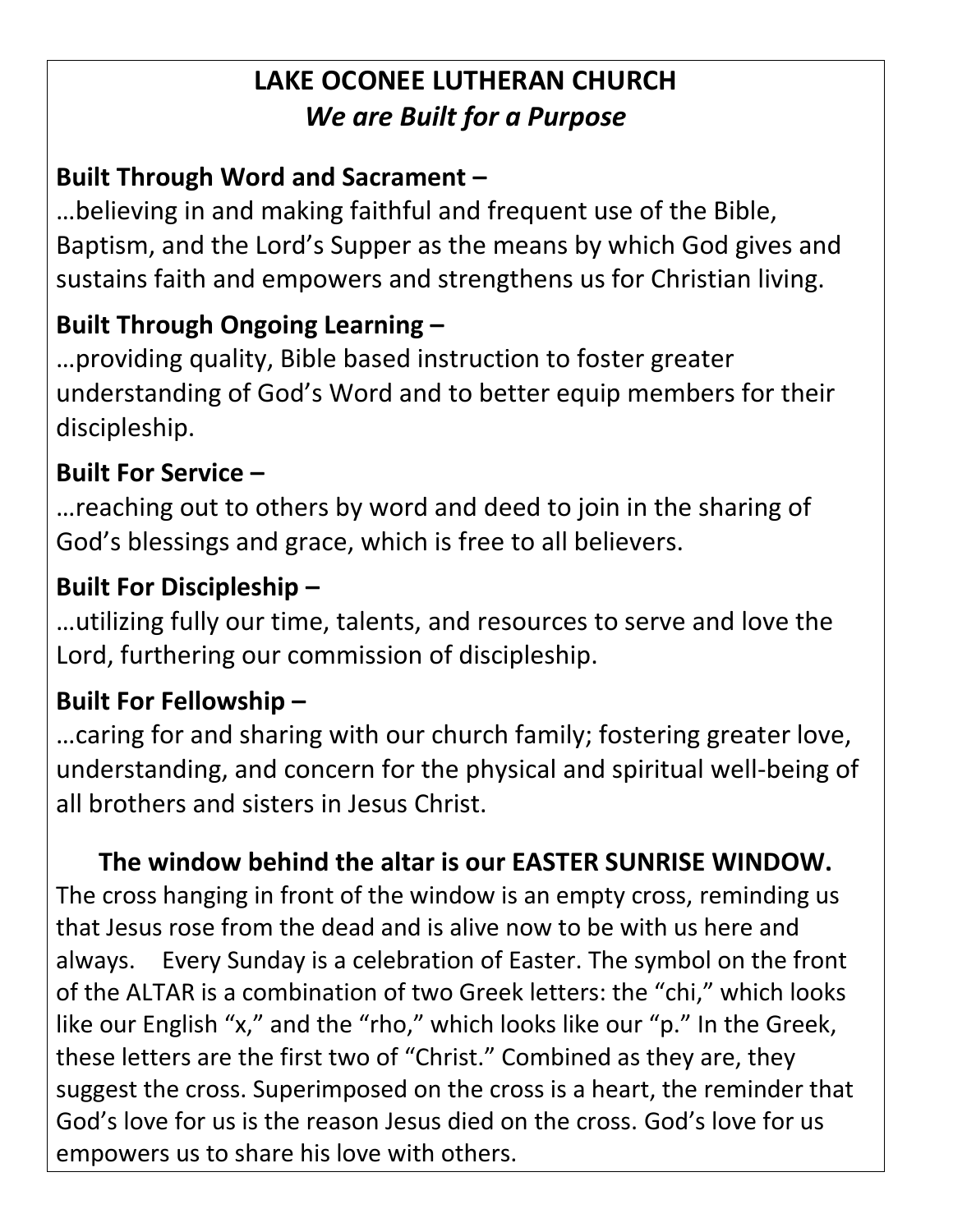# LAKE OCONEE LUTHERAN CHURCH

## *We are Built for a Purpose*

### Built Through Word and Sacrament –

…believing in and making faithful and frequent use of the Bible, Baptism, and the Lord's Supper as the means by which God gives and sustains faith and empowers and strengthens us for Christian living.

### Built Through Ongoing Learning –

…providing quality, Bible based instruction to foster greater understanding of God's Word and to better equip members for their discipleship.

### Built For Service –

…reaching out to others by word and deed to join in the sharing of God's blessings and grace, which is free to all believers.

### Built For Discipleship –

…utilizing fully our time, talents, and resources to serve and love the Lord, furthering our commission of discipleship.

### Built For Fellowship –

…caring for and sharing with our church family; fostering greater love, understanding, and concern for the physical and spiritual well-being of all brothers and sisters in Jesus Christ.

**The window behind the altar is our EASTER SUNRISE WINDOW.** The cross hanging in front of the window is an empty cross, reminding us that Jesus rose from the dead and is alive now to be with us here and always. Every Sunday is a celebration of Easter. The symbol on the front of the ALTAR is a combination of two Greek letters: the "chi," which looks like our English "x," and the "rho," which looks like our "p." In the Greek, these letters are the first two of "Christ." Combined as they are, they suggest the cross. Superimposed on the cross is a heart, the reminder that God's love for us is the reason Jesus died on the cross. God's love for us empowers us to share his love with others.